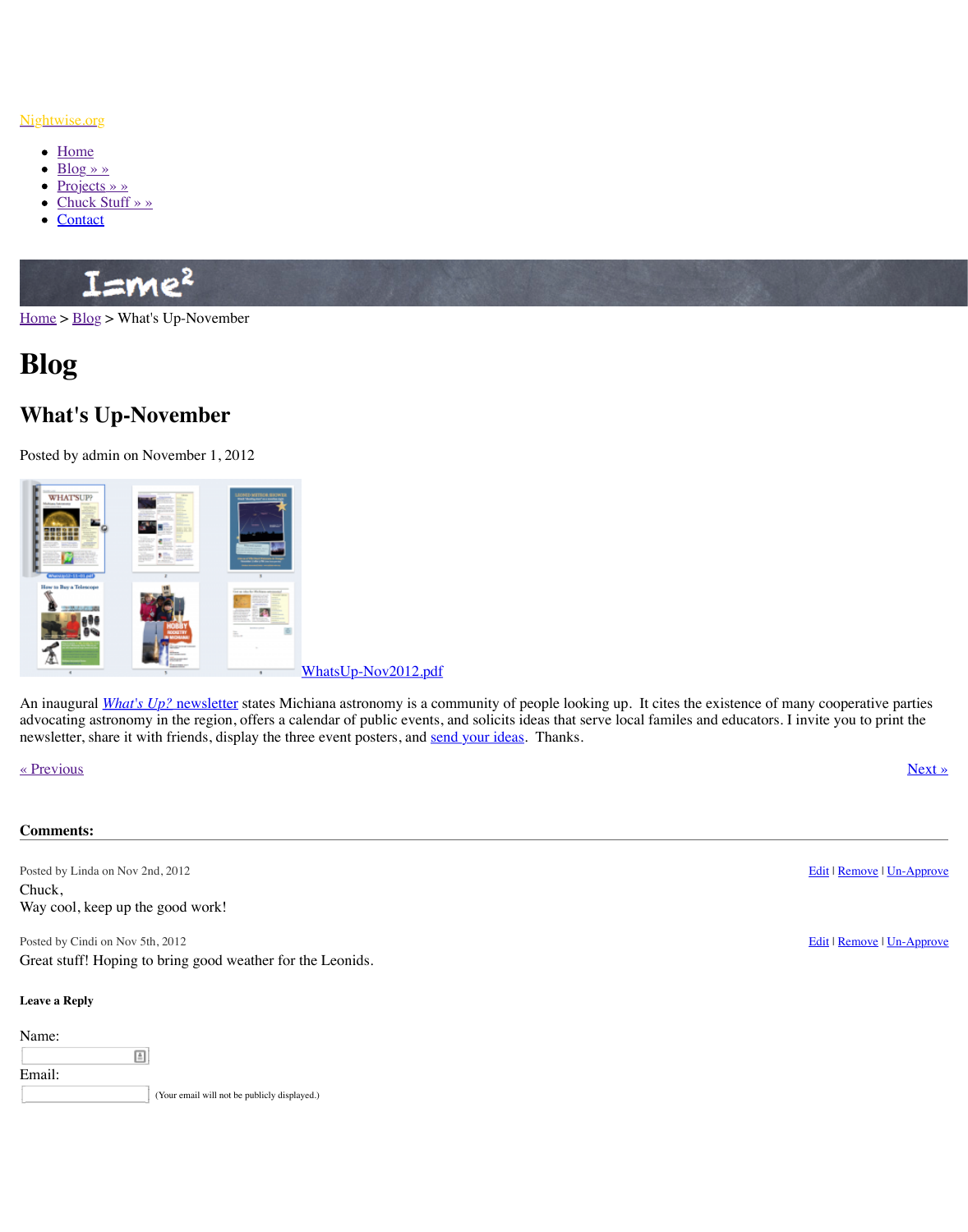Nightwise.org

- Home
- Blog » »
- Projects » »
- Chuck Stuff » »
- Contact

Home > Blog > What's Up-November

# Blog

## What's Up-November

Posted by admin on November 1, 2012

WhatsUp-Nov2012.pdf

An inaugural *What's Up?* newsletter states Michiana astronomy is a community of people looking up. It cites the existence of many cooperative parties advocating astronomy in the region, offers a calendar of public events, and solicits ideas that serve local familes and educators. I invite you to print the newsletter, share it with friends, display the three event posters, and send your ideas. Thanks.

« Previous

Next »

**Comments:**

Posted by Linda on Nov 2nd, 2012

Edit | Remove | Un-Approve

Chuck,
Way cool, keep up the good work!

Posted by Cindi on Nov 5th, 2012

Edit | Remove | Un-Approve

Great stuff! Hoping to bring good weather for the Leonids.

**Leave a Reply**

Name:

Email:

(Your email will not be publicly displayed.)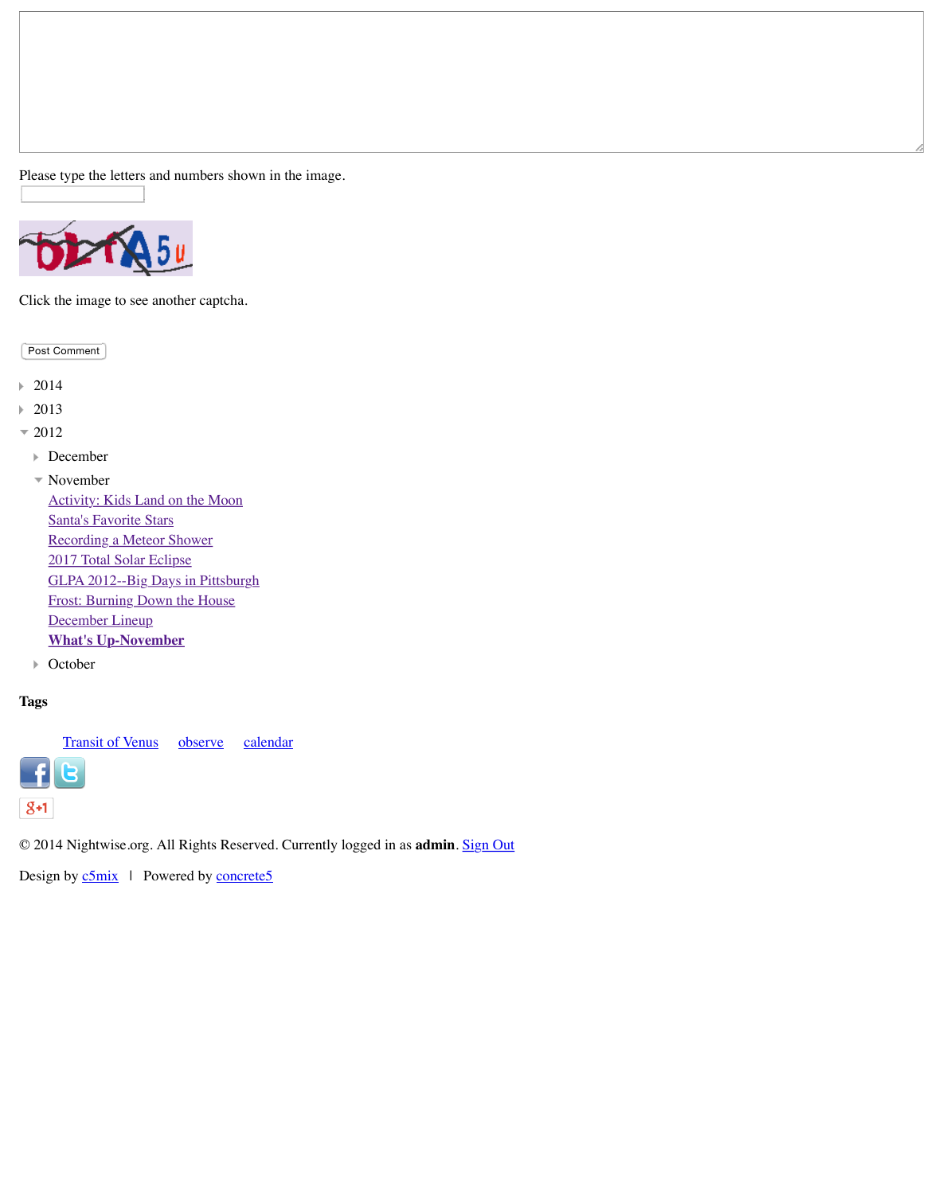Please type the letters and numbers shown in the image.

Click the image to see another captcha.

Post Comment

- 2014
- 2013
- 2012
  - December
  - November
    - Activity: Kids Land on the Moon
    - Santa's Favorite Stars
    - Recording a Meteor Shower
    - 2017 Total Solar Eclipse
    - GLPA 2012--Big Days in Pittsburgh
    - Frost: Burning Down the House
    - December Lineup
    - **What's Up-November**
  - October

### Tags

Transit of Venus    observe    calendar

© 2014 Nightwise.org. All Rights Reserved. Currently logged in as **admin**. Sign Out

Design by c5mix | Powered by concrete5